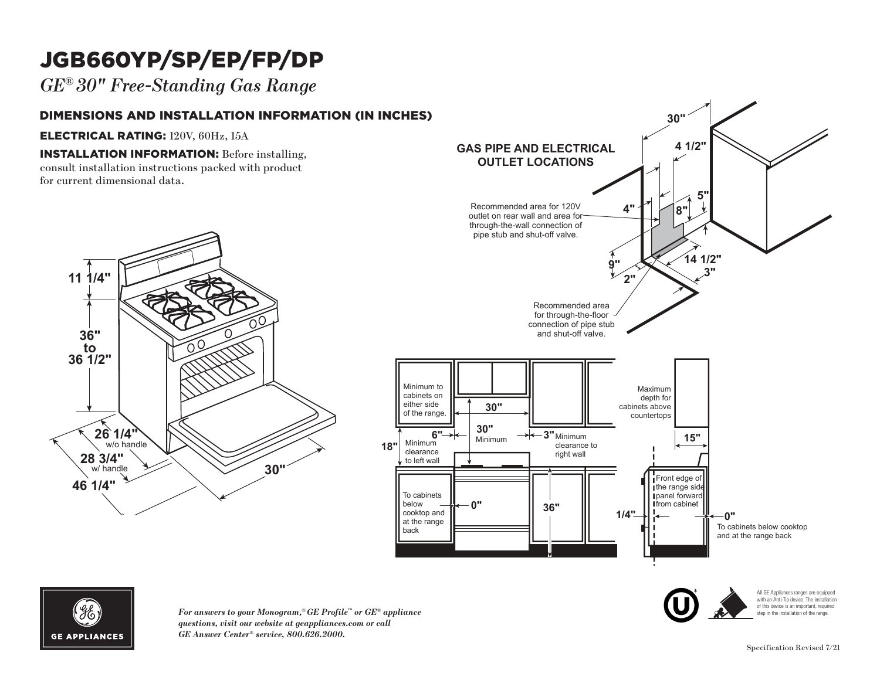# JGB660YP/SP/EP/FP/DP

*GE® 30" Free-Standing Gas Range*

## DIMENSIONS AND INSTALLATION INFORMATION (IN INCHES)

**ELECTRICAL RATING:** 120V, 60Hz, 15A

**INSTALLATION INFORMATION:** Before installing, consult installation instructions packed with product for current dimensional data.

11 1/4"

36" to 36 1/2"

26 1/4" w/o handle

28 3/4" w/ handle

46 1/4"

30"

**GAS PIPE AND ELECTRICAL OUTLET LOCATIONS**

30"

4 1/2"

5"

4"

8"

Recommended area for 120V outlet on rear wall and area for through-the-wall connection of pipe stub and shut-off valve.

9"

2"

14 1/2"

3"

Recommended area for through-the-floor connection of pipe stub and shut-off valve.

Minimum to cabinets on either side of the range.

30"

30" Minimum

6" Minimum clearance to left wall

3" Minimum clearance to right wall

18"

To cabinets below cooktop and at the range back

0"

36"

Maximum depth for cabinets above countertops

15"

Front edge of the range side panel forward from cabinet

1/4"

0" To cabinets below cooktop and at the range back

All GE Appliances ranges are equipped with an Anti-Tip device. The installation of this device is an important, required step in the installation of the range.

*For answers to your Monogram,® GE Profile™ or GE® appliance questions, visit our website at geappliances.com or call GE Answer Center® service, 800.626.2000.*

Specification Revised 7/21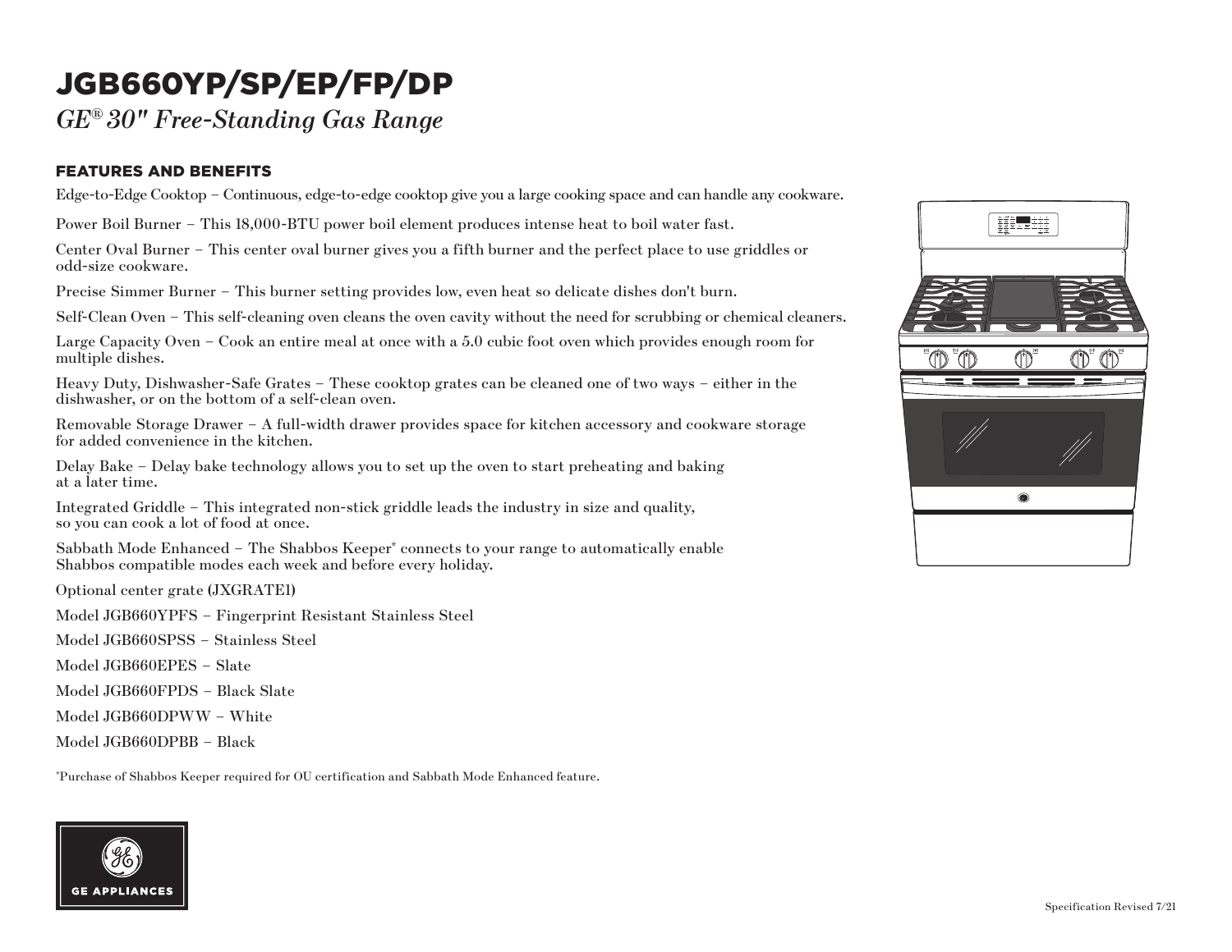# JGB660YP/SP/EP/FP/DP

*GE® 30" Free-Standing Gas Range*

### FEATURES AND BENEFITS

Edge-to-Edge Cooktop – Continuous, edge-to-edge cooktop give you a large cooking space and can handle any cookware.

Power Boil Burner – This 18,000-BTU power boil element produces intense heat to boil water fast.

Center Oval Burner – This center oval burner gives you a fifth burner and the perfect place to use griddles or odd-size cookware.

Precise Simmer Burner – This burner setting provides low, even heat so delicate dishes don't burn.

Self-Clean Oven – This self-cleaning oven cleans the oven cavity without the need for scrubbing or chemical cleaners.

Large Capacity Oven – Cook an entire meal at once with a 5.0 cubic foot oven which provides enough room for multiple dishes.

Heavy Duty, Dishwasher-Safe Grates – These cooktop grates can be cleaned one of two ways – either in the dishwasher, or on the bottom of a self-clean oven.

Removable Storage Drawer – A full-width drawer provides space for kitchen accessory and cookware storage for added convenience in the kitchen.

Delay Bake – Delay bake technology allows you to set up the oven to start preheating and baking at a later time.

Integrated Griddle – This integrated non-stick griddle leads the industry in size and quality, so you can cook a lot of food at once.

Sabbath Mode Enhanced – The Shabbos Keeper* connects to your range to automatically enable Shabbos compatible modes each week and before every holiday.

Optional center grate (JXGRATE1)

Model JGB660YPFS – Fingerprint Resistant Stainless Steel

Model JGB660SPSS – Stainless Steel

Model JGB660EPES – Slate

Model JGB660FPDS – Black Slate

Model JGB660DPWW – White

Model JGB660DPBB – Black

*Purchase of Shabbos Keeper required for OU certification and Sabbath Mode Enhanced feature.

GE APPLIANCES

Specification Revised 7/21